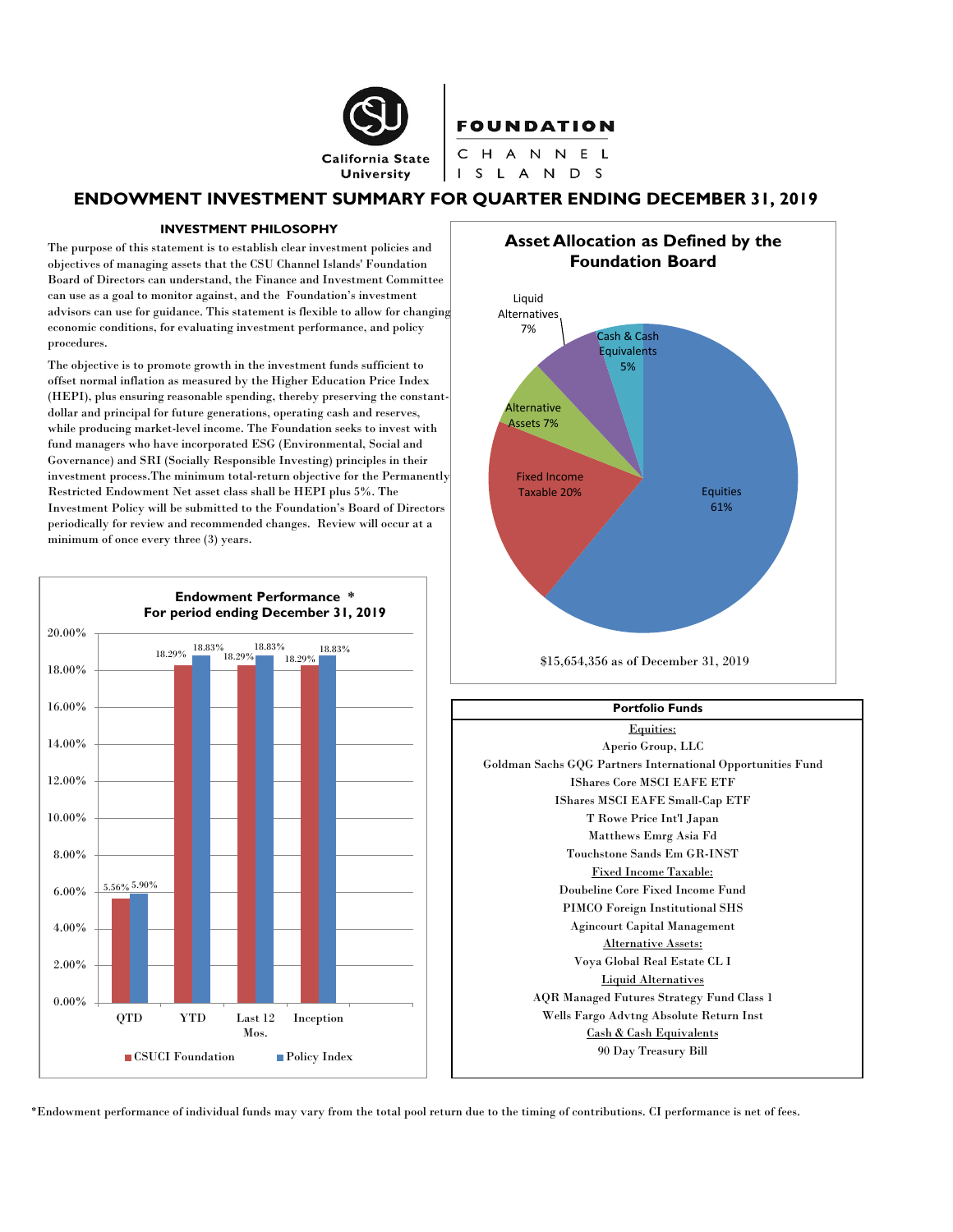California State University

FOUNDATION
CHANNEL ISLANDS

# ENDOWMENT INVESTMENT SUMMARY FOR QUARTER ENDING DECEMBER 31, 2019

## INVESTMENT PHILOSOPHY

The purpose of this statement is to establish clear investment policies and objectives of managing assets that the CSU Channel Islands' Foundation Board of Directors can understand, the Finance and Investment Committee can use as a goal to monitor against, and the Foundation's investment advisors can use for guidance. This statement is flexible to allow for changing economic conditions, for evaluating investment performance, and policy procedures.

The objective is to promote growth in the investment funds sufficient to offset normal inflation as measured by the Higher Education Price Index (HEPI), plus ensuring reasonable spending, thereby preserving the constant-dollar and principal for future generations, operating cash and reserves, while producing market-level income. The Foundation seeks to invest with fund managers who have incorporated ESG (Environmental, Social and Governance) and SRI (Socially Responsible Investing) principles in their investment process.The minimum total-return objective for the Permanently Restricted Endowment Net asset class shall be HEPI plus 5%. The Investment Policy will be submitted to the Foundation's Board of Directors periodically for review and recommended changes. Review will occur at a minimum of once every three (3) years.

**Asset Allocation as Defined by the Foundation Board**

Liquid Alternatives 7%
Cash & Cash Equivalents 5%
Alternative Assets 7%
Fixed Income Taxable 20%
Equities 61%

$15,654,356 as of December 31, 2019

**Endowment Performance * For period ending December 31, 2019**

20.00%
18.00%
16.00%
14.00%
12.00%
10.00%
8.00%
6.00%
4.00%
2.00%
0.00%

QTD: 5.56% 5.90%
YTD: 18.29% 18.83%
Last 12 Mos.: 18.29% 18.83%
Inception: 18.29% 18.83%

CSUCI Foundation
Policy Index

| Portfolio Funds |
|---|
| Equities: |
| Aperio Group, LLC |
| Goldman Sachs GQG Partners International Opportunities Fund |
| IShares Core MSCI EAFE ETF |
| IShares MSCI EAFE Small-Cap ETF |
| T Rowe Price Int'l Japan |
| Matthews Emrg Asia Fd |
| Touchstone Sands Em GR-INST |
| Fixed Income Taxable: |
| Doubeline Core Fixed Income Fund |
| PIMCO Foreign Institutional SHS |
| Agincourt Capital Management |
| Alternative Assets: |
| Voya Global Real Estate CL I |
| Liquid Alternatives |
| AQR Managed Futures Strategy Fund Class 1 |
| Wells Fargo Advtng Absolute Return Inst |
| Cash & Cash Equivalents |
| 90 Day Treasury Bill |

*Endowment performance of individual funds may vary from the total pool return due to the timing of contributions. CI performance is net of fees.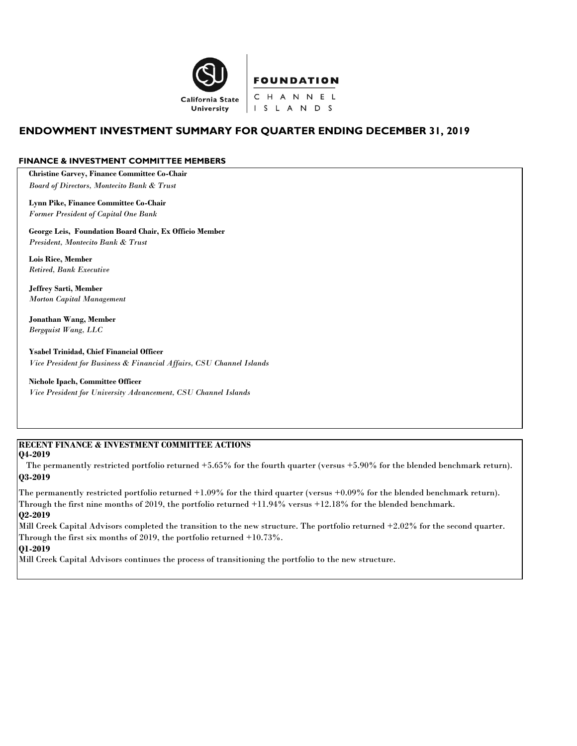California State University | FOUNDATION CHANNEL ISLANDS

# ENDOWMENT INVESTMENT SUMMARY FOR QUARTER ENDING DECEMBER 31, 2019

## FINANCE & INVESTMENT COMMITTEE MEMBERS

**Christine Garvey, Finance Committee Co-Chair**
*Board of Directors, Montecito Bank & Trust*

**Lynn Pike, Finance Committee Co-Chair**
*Former President of Capital One Bank*

**George Leis, Foundation Board Chair, Ex Officio Member**
*President, Montecito Bank & Trust*

**Lois Rice, Member**
*Retired, Bank Executive*

**Jeffrey Sarti, Member**
*Morton Capital Management*

**Jonathan Wang, Member**
*Bergquist Wang, LLC*

**Ysabel Trinidad, Chief Financial Officer**
*Vice President for Business & Financial Affairs, CSU Channel Islands*

**Nichole Ipach, Committee Officer**
*Vice President for University Advancement, CSU Channel Islands*

## RECENT FINANCE & INVESTMENT COMMITTEE ACTIONS

**Q4-2019**

The permanently restricted portfolio returned +5.65% for the fourth quarter (versus +5.90% for the blended benchmark return).

**Q3-2019**

The permanently restricted portfolio returned +1.09% for the third quarter (versus +0.09% for the blended benchmark return). Through the first nine months of 2019, the portfolio returned +11.94% versus +12.18% for the blended benchmark.

**Q2-2019**

Mill Creek Capital Advisors completed the transition to the new structure. The portfolio returned +2.02% for the second quarter. Through the first six months of 2019, the portfolio returned +10.73%.

**Q1-2019**

Mill Creek Capital Advisors continues the process of transitioning the portfolio to the new structure.